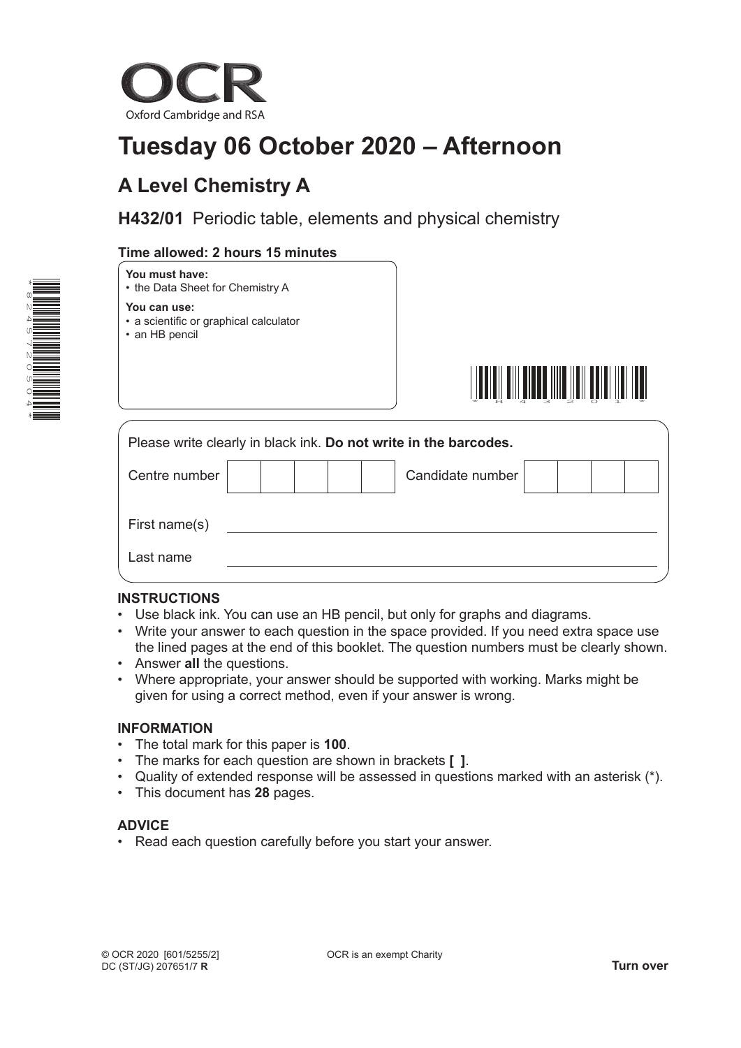OCR

Oxford Cambridge and RSA

# Tuesday 06 October 2020 – Afternoon

## A Level Chemistry A

### H432/01 Periodic table, elements and physical chemistry

**Time allowed: 2 hours 15 minutes**

**You must have:**
- the Data Sheet for Chemistry A

**You can use:**
- a scientific or graphical calculator
- an HB pencil

Please write clearly in black ink. **Do not write in the barcodes.**

| Centre number | | | | | | Candidate number | | | | |
|---|---|---|---|---|---|---|---|---|---|---|

First name(s) ______________________

Last name ______________________

### INSTRUCTIONS

- Use black ink. You can use an HB pencil, but only for graphs and diagrams.
- Write your answer to each question in the space provided. If you need extra space use the lined pages at the end of this booklet. The question numbers must be clearly shown.
- Answer **all** the questions.
- Where appropriate, your answer should be supported with working. Marks might be given for using a correct method, even if your answer is wrong.

### INFORMATION

- The total mark for this paper is **100**.
- The marks for each question are shown in brackets **[ ]**.
- Quality of extended response will be assessed in questions marked with an asterisk (*).
- This document has **28** pages.

### ADVICE

- Read each question carefully before you start your answer.

© OCR 2020 [601/5255/2]
DC (ST/JG) 207651/7 **R**

OCR is an exempt Charity

**Turn over**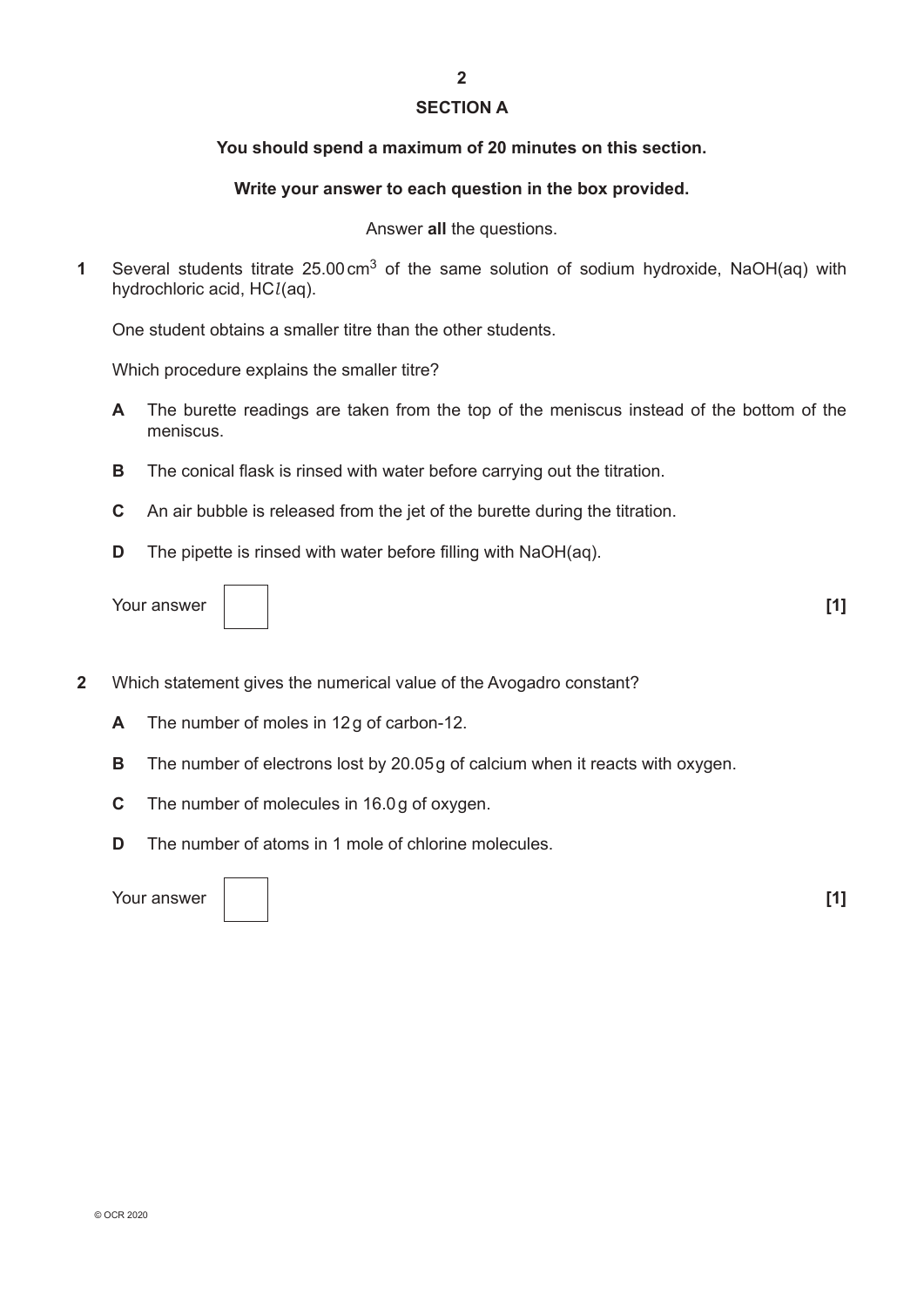## SECTION A

**You should spend a maximum of 20 minutes on this section.**

**Write your answer to each question in the box provided.**

Answer **all** the questions.

**1** Several students titrate 25.00 $cm^3$ of the same solution of sodium hydroxide, NaOH(aq) with hydrochloric acid, HC*l*(aq).

One student obtains a smaller titre than the other students.

Which procedure explains the smaller titre?

**A** The burette readings are taken from the top of the meniscus instead of the bottom of the meniscus.

**B** The conical flask is rinsed with water before carrying out the titration.

**C** An air bubble is released from the jet of the burette during the titration.

**D** The pipette is rinsed with water before filling with NaOH(aq).

Your answer [ ] **[1]**

**2** Which statement gives the numerical value of the Avogadro constant?

**A** The number of moles in 12 g of carbon-12.

**B** The number of electrons lost by 20.05 g of calcium when it reacts with oxygen.

**C** The number of molecules in 16.0 g of oxygen.

**D** The number of atoms in 1 mole of chlorine molecules.

Your answer [ ] **[1]**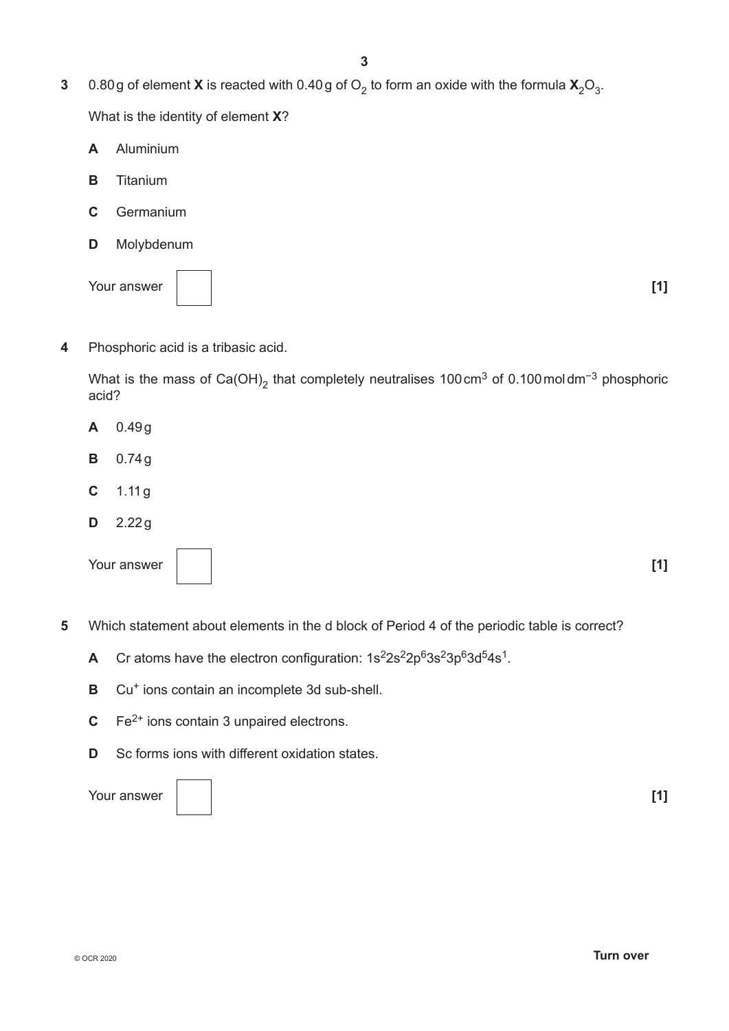**3** 0.80 g of element **X** is reacted with 0.40 g of $O_2$ to form an oxide with the formula $\mathbf{X}_2O_3$.

What is the identity of element **X**?

**A** Aluminium

**B** Titanium

**C** Germanium

**D** Molybdenum

Your answer [1]

**4** Phosphoric acid is a tribasic acid.

What is the mass of $Ca(OH)_2$ that completely neutralises 100 $cm^3$ of 0.100 $mol\,dm^{-3}$ phosphoric acid?

**A** 0.49 g

**B** 0.74 g

**C** 1.11 g

**D** 2.22 g

Your answer [1]

**5** Which statement about elements in the d block of Period 4 of the periodic table is correct?

**A** Cr atoms have the electron configuration: $1s^22s^22p^63s^23p^63d^54s^1$.

**B** $Cu^+$ ions contain an incomplete 3d sub-shell.

**C** $Fe^{2+}$ ions contain 3 unpaired electrons.

**D** Sc forms ions with different oxidation states.

Your answer [1]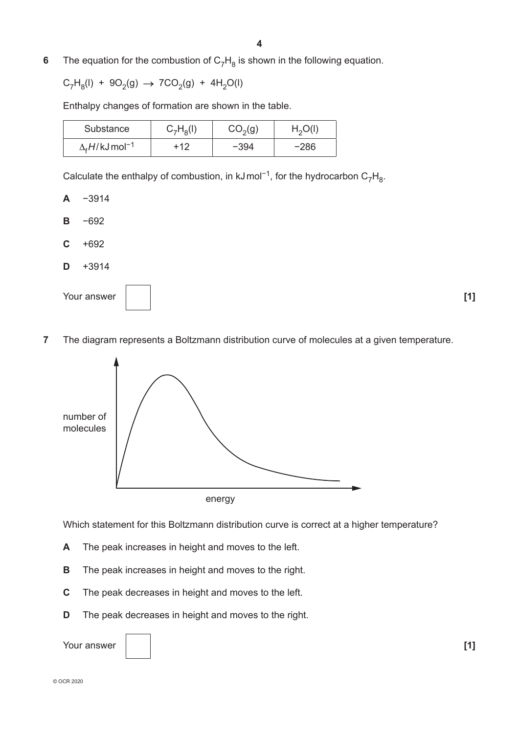**6** The equation for the combustion of $C_7H_8$ is shown in the following equation.

$C_7H_8(l) + 9O_2(g) \rightarrow 7CO_2(g) + 4H_2O(l)$

Enthalpy changes of formation are shown in the table.

| Substance | $C_7H_8(l)$ | $CO_2(g)$ | $H_2O(l)$ |
|---|---|---|---|
| $\Delta_f H$ / kJ mol$^{-1}$ | +12 | −394 | −286 |

Calculate the enthalpy of combustion, in kJ mol$^{-1}$, for the hydrocarbon $C_7H_8$.

**A** −3914

**B** −692

**C** +692

**D** +3914

Your answer [1]

**7** The diagram represents a Boltzmann distribution curve of molecules at a given temperature.

number of molecules

energy

Which statement for this Boltzmann distribution curve is correct at a higher temperature?

**A** The peak increases in height and moves to the left.

**B** The peak increases in height and moves to the right.

**C** The peak decreases in height and moves to the left.

**D** The peak decreases in height and moves to the right.

Your answer [1]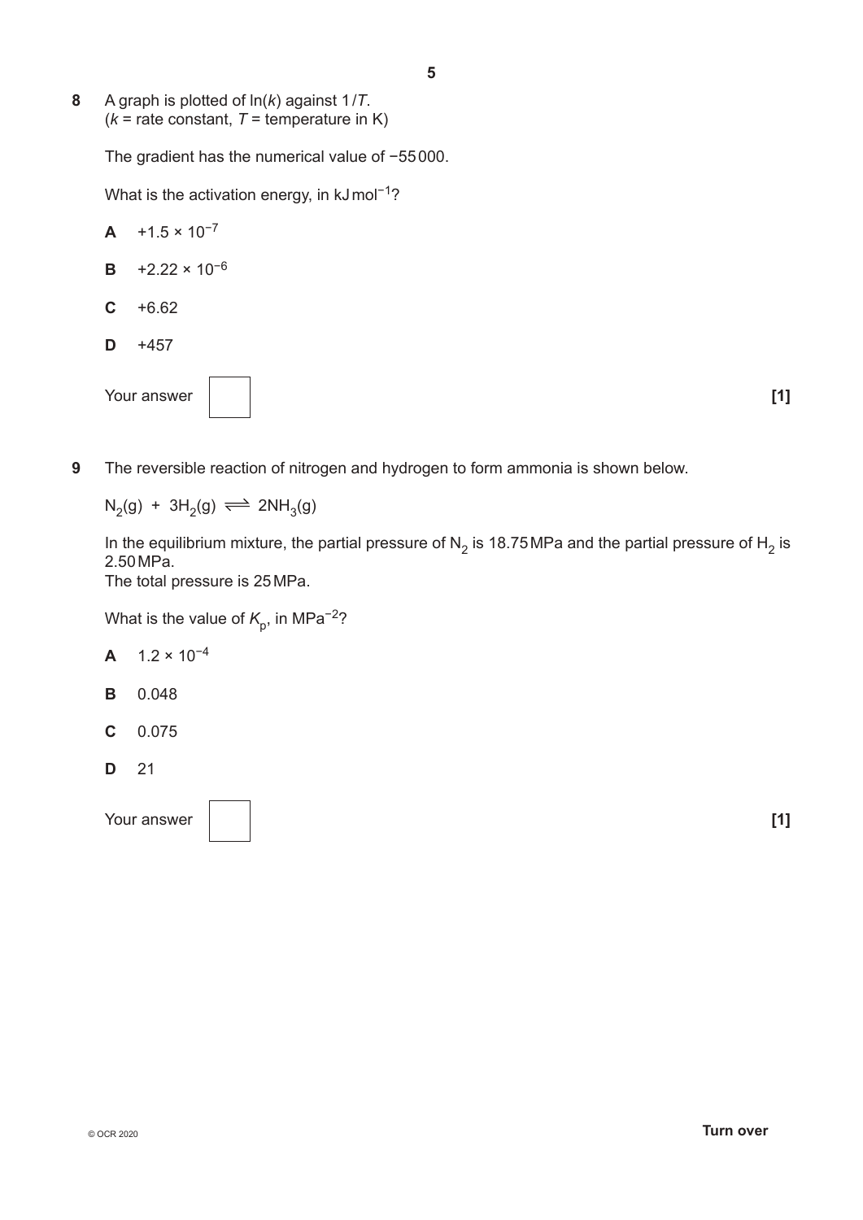**8** A graph is plotted of $\ln(k)$ against $1/T$.
($k$ = rate constant, $T$ = temperature in K)

The gradient has the numerical value of −55 000.

What is the activation energy, in $kJ\,mol^{-1}$?

**A** $+1.5 \times 10^{-7}$

**B** $+2.22 \times 10^{-6}$

**C** +6.62

**D** +457

Your answer [ ] **[1]**

**9** The reversible reaction of nitrogen and hydrogen to form ammonia is shown below.

$$N_2(g) + 3H_2(g) \rightleftharpoons 2NH_3(g)$$

In the equilibrium mixture, the partial pressure of $N_2$ is 18.75 MPa and the partial pressure of $H_2$ is 2.50 MPa.
The total pressure is 25 MPa.

What is the value of $K_p$, in $MPa^{-2}$?

**A** $1.2 \times 10^{-4}$

**B** 0.048

**C** 0.075

**D** 21

Your answer [ ] **[1]**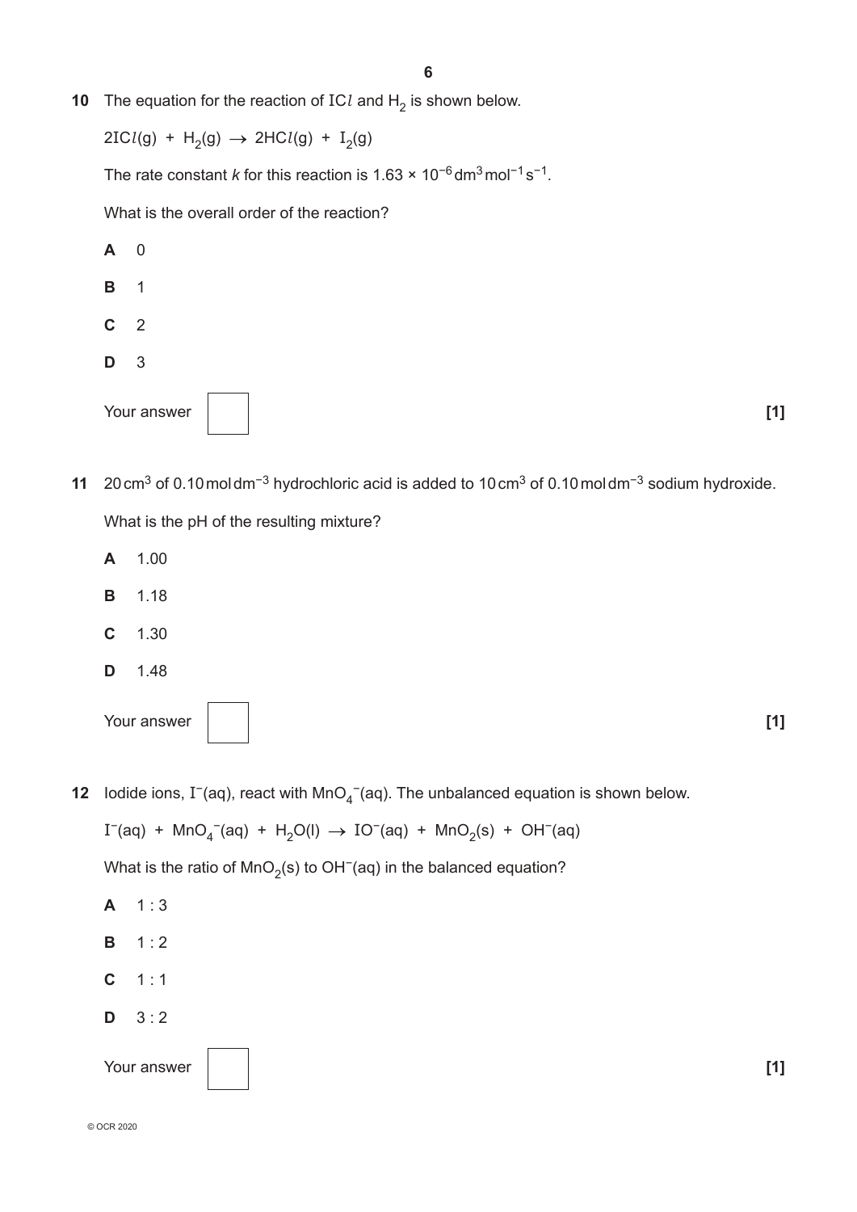**10** The equation for the reaction of $ICl$ and $H_2$ is shown below.

$2ICl(g) + H_2(g) \rightarrow 2HCl(g) + I_2(g)$

The rate constant *k* for this reaction is $1.63 \times 10^{-6}\,dm^3\,mol^{-1}\,s^{-1}$.

What is the overall order of the reaction?

**A** 0

**B** 1

**C** 2

**D** 3

Your answer [ ] **[1]**

**11** $20\,cm^3$ of $0.10\,mol\,dm^{-3}$ hydrochloric acid is added to $10\,cm^3$ of $0.10\,mol\,dm^{-3}$ sodium hydroxide.

What is the pH of the resulting mixture?

**A** 1.00

**B** 1.18

**C** 1.30

**D** 1.48

Your answer [ ] **[1]**

**12** Iodide ions, $I^-(aq)$, react with $MnO_4^-(aq)$. The unbalanced equation is shown below.

$I^-(aq) + MnO_4^-(aq) + H_2O(l) \rightarrow IO^-(aq) + MnO_2(s) + OH^-(aq)$

What is the ratio of $MnO_2(s)$ to $OH^-(aq)$ in the balanced equation?

**A** 1 : 3

**B** 1 : 2

**C** 1 : 1

**D** 3 : 2

Your answer [ ] **[1]**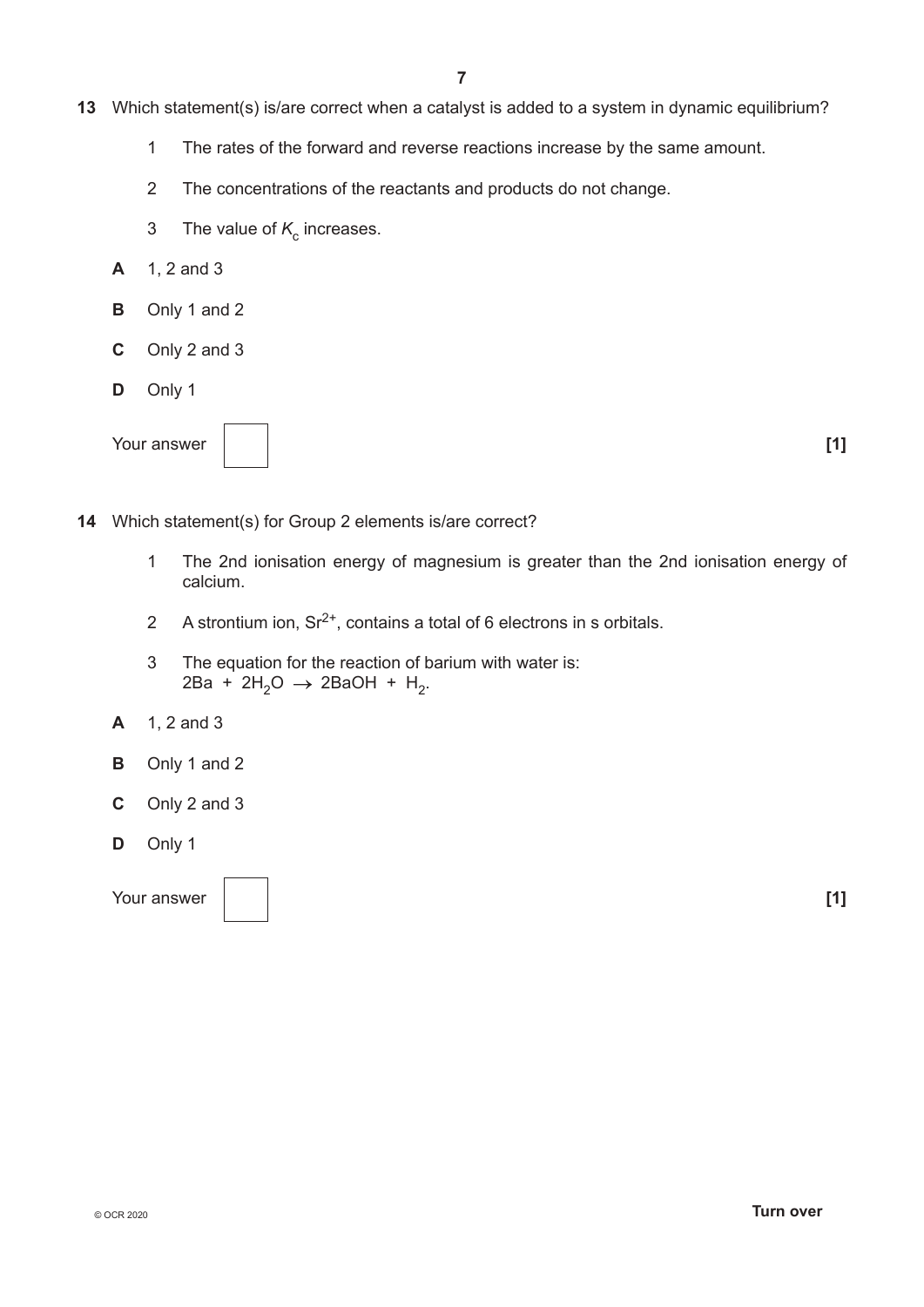**13** Which statement(s) is/are correct when a catalyst is added to a system in dynamic equilibrium?

1. The rates of the forward and reverse reactions increase by the same amount.
2. The concentrations of the reactants and products do not change.
3. The value of $K_c$ increases.

**A** 1, 2 and 3

**B** Only 1 and 2

**C** Only 2 and 3

**D** Only 1

Your answer [ ] **[1]**

**14** Which statement(s) for Group 2 elements is/are correct?

1. The 2nd ionisation energy of magnesium is greater than the 2nd ionisation energy of calcium.
2. A strontium ion, $Sr^{2+}$, contains a total of 6 electrons in s orbitals.
3. The equation for the reaction of barium with water is:
   $2Ba + 2H_2O \rightarrow 2BaOH + H_2$.

**A** 1, 2 and 3

**B** Only 1 and 2

**C** Only 2 and 3

**D** Only 1

Your answer [ ] **[1]**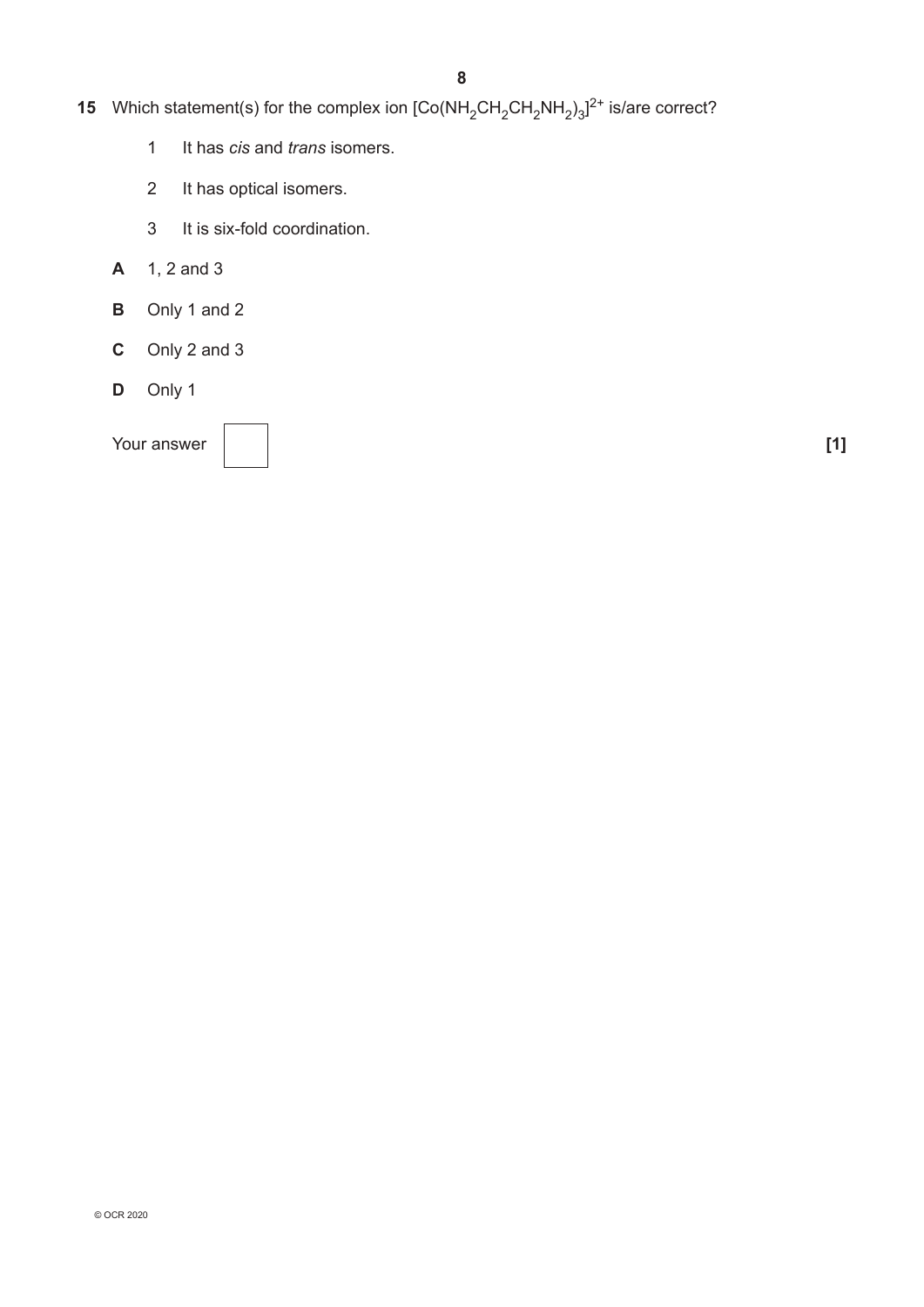**15** Which statement(s) for the complex ion $[Co(NH_2CH_2CH_2NH_2)_3]^{2+}$ is/are correct?

1. It has *cis* and *trans* isomers.
2. It has optical isomers.
3. It is six-fold coordination.

**A** 1, 2 and 3

**B** Only 1 and 2

**C** Only 2 and 3

**D** Only 1

Your answer [ ] **[1]**

© OCR 2020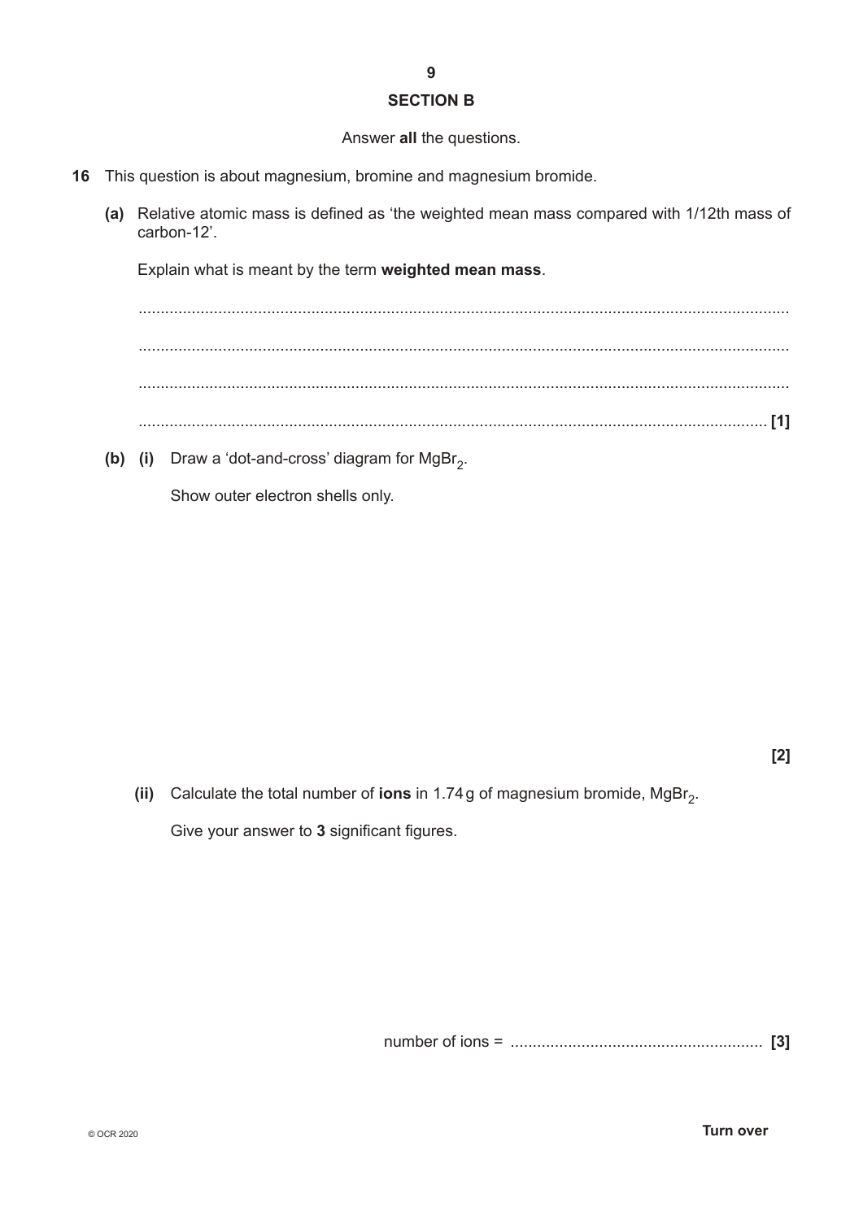## SECTION B

Answer **all** the questions.

**16** This question is about magnesium, bromine and magnesium bromide.

**(a)** Relative atomic mass is defined as 'the weighted mean mass compared with 1/12th mass of carbon-12'.

Explain what is meant by the term **weighted mean mass**.

.................................................................................................................................................

.................................................................................................................................................

.................................................................................................................................................

........................................................................................................................................... **[1]**

**(b) (i)** Draw a 'dot-and-cross' diagram for $MgBr_2$.

Show outer electron shells only.

**[2]**

**(ii)** Calculate the total number of **ions** in 1.74 g of magnesium bromide, $MgBr_2$.

Give your answer to **3** significant figures.

number of ions = ........................................................ **[3]**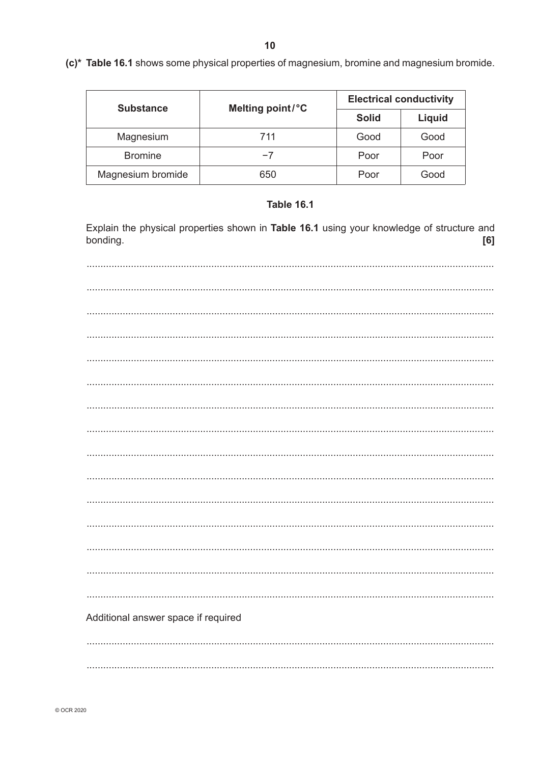(c)* **Table 16.1** shows some physical properties of magnesium, bromine and magnesium bromide.

| Substance | Melting point/°C | Electrical conductivity | |
|---|---|---|---|
| | | **Solid** | **Liquid** |
| Magnesium | 711 | Good | Good |
| Bromine | −7 | Poor | Poor |
| Magnesium bromide | 650 | Poor | Good |

**Table 16.1**

Explain the physical properties shown in **Table 16.1** using your knowledge of structure and bonding. **[6]**

..........................................................................................................................................

..........................................................................................................................................

..........................................................................................................................................

..........................................................................................................................................

..........................................................................................................................................

..........................................................................................................................................

..........................................................................................................................................

..........................................................................................................................................

..........................................................................................................................................

..........................................................................................................................................

..........................................................................................................................................

..........................................................................................................................................

..........................................................................................................................................

..........................................................................................................................................

..........................................................................................................................................

Additional answer space if required

..........................................................................................................................................

..........................................................................................................................................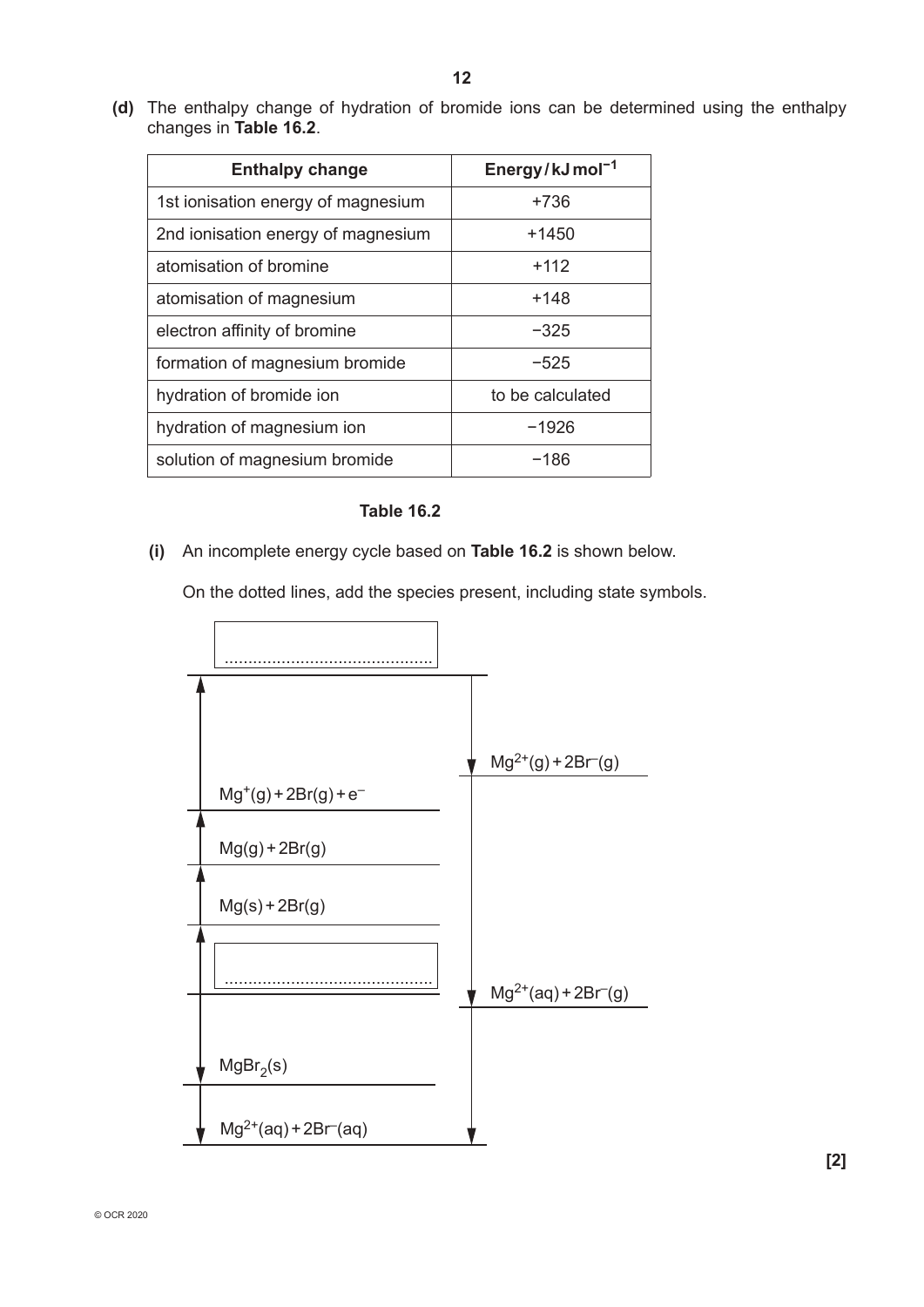**(d)** The enthalpy change of hydration of bromide ions can be determined using the enthalpy changes in **Table 16.2**.

| Enthalpy change | Energy / kJ mol$^{-1}$ |
|---|---|
| 1st ionisation energy of magnesium | +736 |
| 2nd ionisation energy of magnesium | +1450 |
| atomisation of bromine | +112 |
| atomisation of magnesium | +148 |
| electron affinity of bromine | −325 |
| formation of magnesium bromide | −525 |
| hydration of bromide ion | to be calculated |
| hydration of magnesium ion | −1926 |
| solution of magnesium bromide | −186 |

**Table 16.2**

**(i)** An incomplete energy cycle based on **Table 16.2** is shown below.

On the dotted lines, add the species present, including state symbols.

..............................................

$Mg^{2+}(g) + 2Br^{-}(g)$

$Mg^{+}(g) + 2Br(g) + e^{-}$

$Mg(g) + 2Br(g)$

$Mg(s) + 2Br(g)$

..............................................

$Mg^{2+}(aq) + 2Br^{-}(g)$

$MgBr_2(s)$

$Mg^{2+}(aq) + 2Br^{-}(aq)$

**[2]**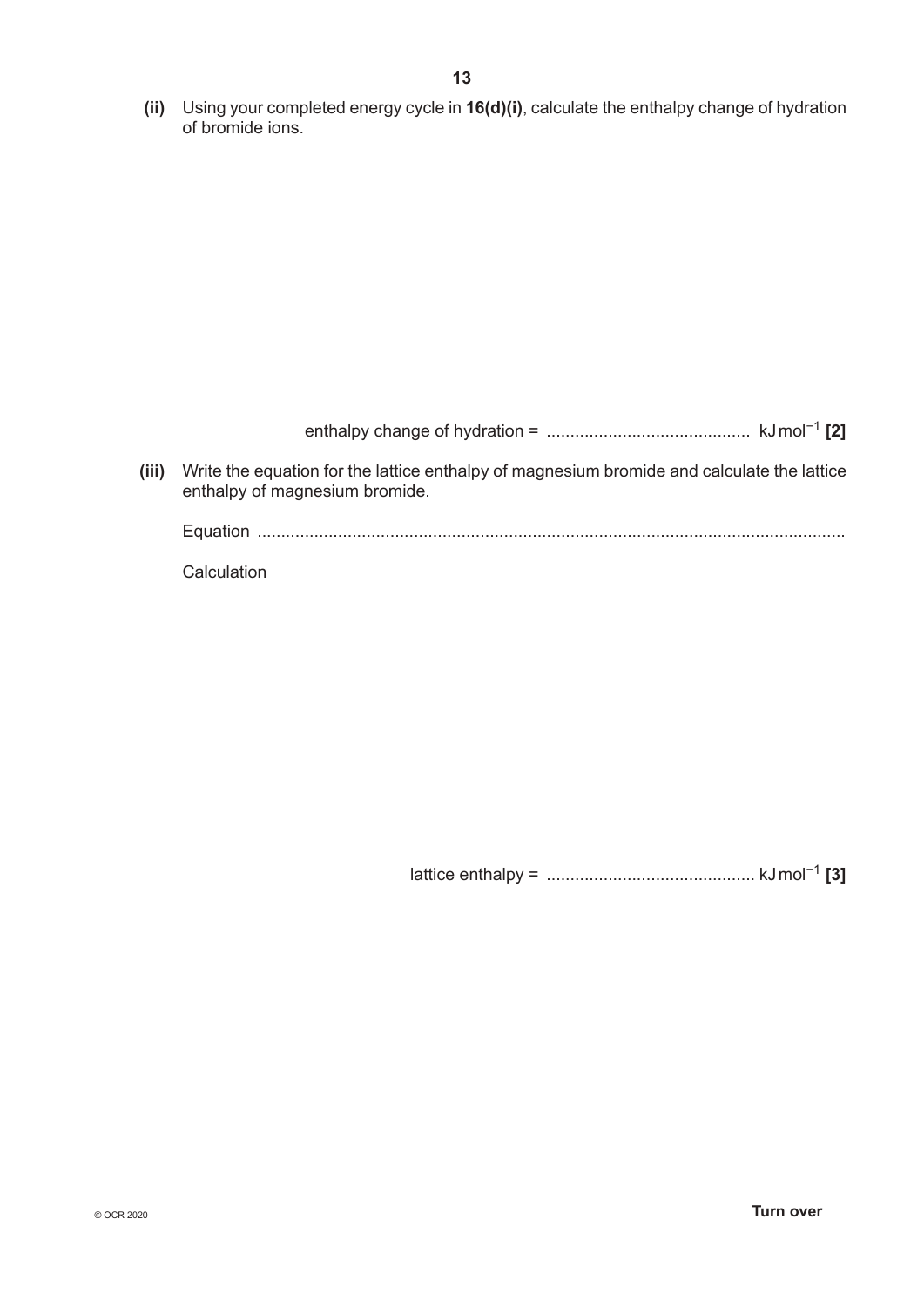**(ii)** Using your completed energy cycle in **16(d)(i)**, calculate the enthalpy change of hydration of bromide ions.

enthalpy change of hydration = ........................................... $kJ\,mol^{-1}$ **[2]**

**(iii)** Write the equation for the lattice enthalpy of magnesium bromide and calculate the lattice enthalpy of magnesium bromide.

Equation ...........................................................................................................................

Calculation

lattice enthalpy = ............................................ $kJ\,mol^{-1}$ **[3]**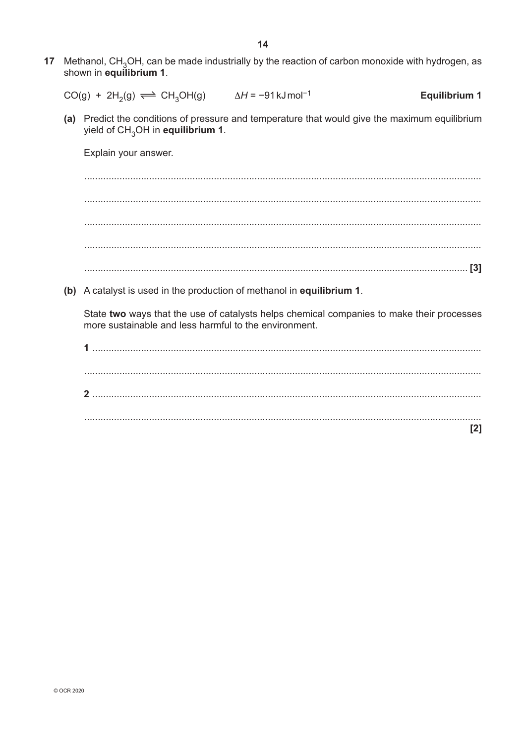**17** Methanol, $CH_3OH$, can be made industrially by the reaction of carbon monoxide with hydrogen, as shown in **equilibrium 1**.

$$CO(g) + 2H_2(g) \rightleftharpoons CH_3OH(g) \qquad \Delta H = -91\,kJ\,mol^{-1}$$ **Equilibrium 1**

**(a)** Predict the conditions of pressure and temperature that would give the maximum equilibrium yield of $CH_3OH$ in **equilibrium 1**.

Explain your answer.

..........................................................................................................................................

..........................................................................................................................................

..........................................................................................................................................

..........................................................................................................................................

.................................................................................................................................... [3]

**(b)** A catalyst is used in the production of methanol in **equilibrium 1**.

State **two** ways that the use of catalysts helps chemical companies to make their processes more sustainable and less harmful to the environment.

**1** ......................................................................................................................................

..........................................................................................................................................

**2** ......................................................................................................................................

..........................................................................................................................................

[2]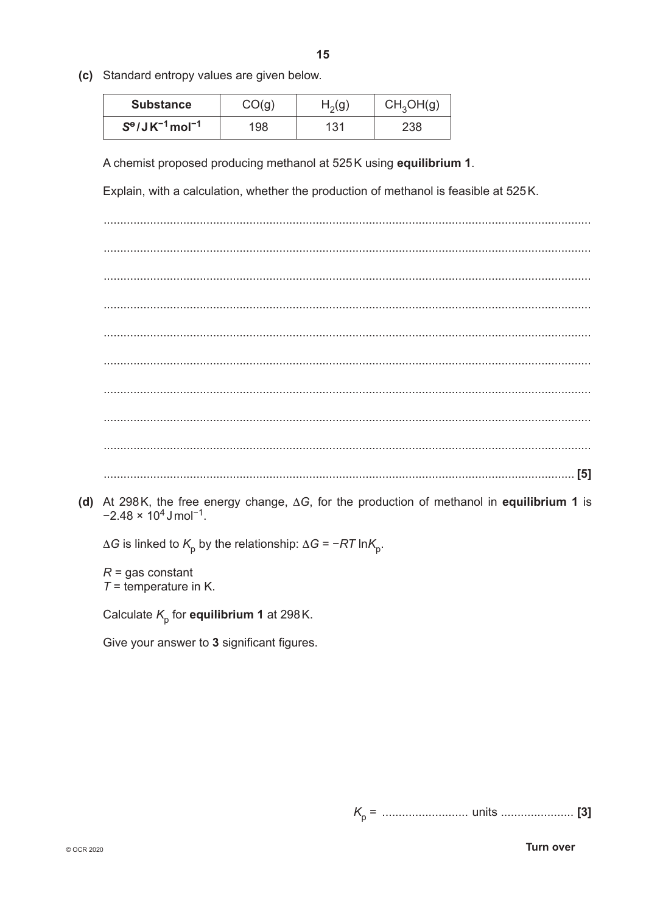**(c)** Standard entropy values are given below.

| Substance | $CO(g)$ | $H_2(g)$ | $CH_3OH(g)$ |
|---|---|---|---|
| $S^{\circ}$ / J K$^{-1}$ mol$^{-1}$ | 198 | 131 | 238 |

A chemist proposed producing methanol at 525 K using **equilibrium 1**.

Explain, with a calculation, whether the production of methanol is feasible at 525 K.

..........................................................................................................................................

..........................................................................................................................................

..........................................................................................................................................

..........................................................................................................................................

..........................................................................................................................................

..........................................................................................................................................

..........................................................................................................................................

..........................................................................................................................................

..........................................................................................................................................

.......................................................................................................................................... **[5]**

**(d)** At 298 K, the free energy change, $\Delta G$, for the production of methanol in **equilibrium 1** is $-2.48 \times 10^4$ J mol$^{-1}$.

$\Delta G$ is linked to $K_p$ by the relationship: $\Delta G = -RT \ln K_p$.

$R$ = gas constant
$T$ = temperature in K.

Calculate $K_p$ for **equilibrium 1** at 298 K.

Give your answer to **3** significant figures.

$K_p$ = .......................... units ...................... **[3]**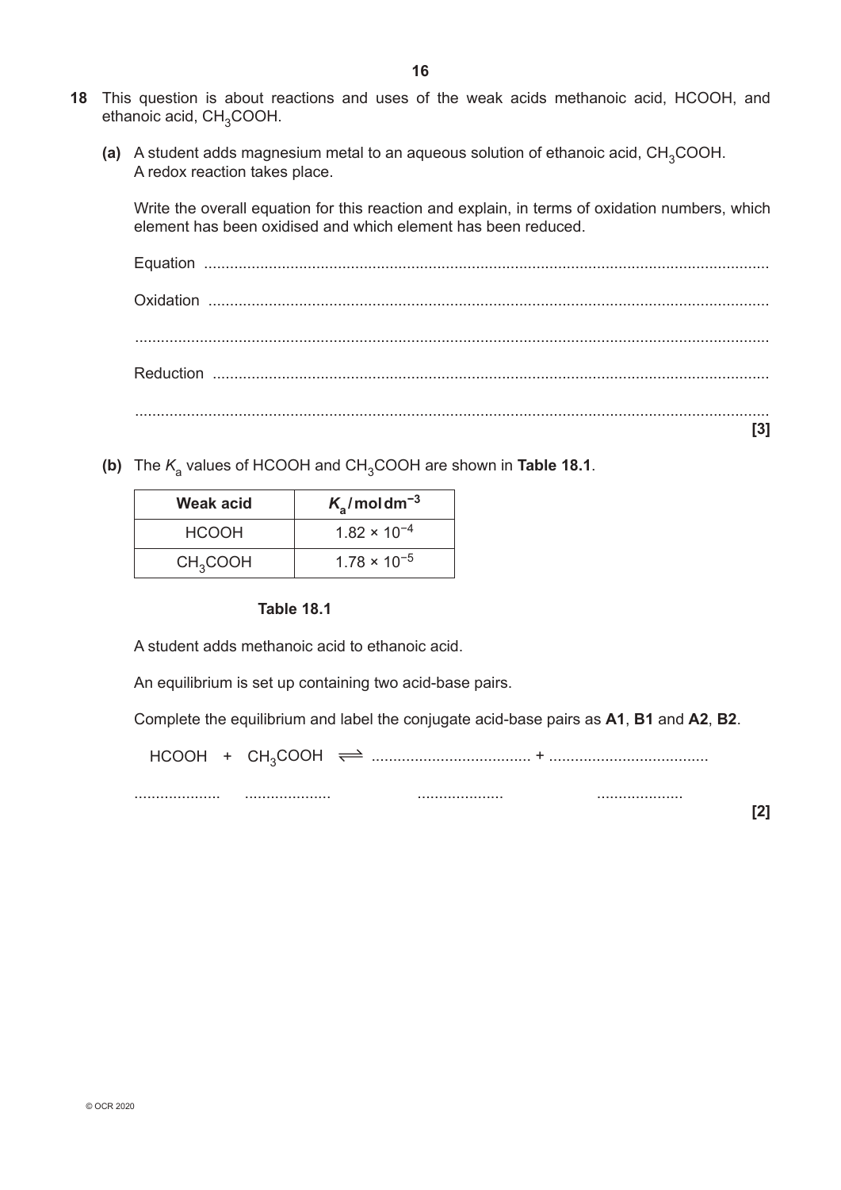**18** This question is about reactions and uses of the weak acids methanoic acid, HCOOH, and ethanoic acid, $CH_3COOH$.

**(a)** A student adds magnesium metal to an aqueous solution of ethanoic acid, $CH_3COOH$.
A redox reaction takes place.

Write the overall equation for this reaction and explain, in terms of oxidation numbers, which element has been oxidised and which element has been reduced.

Equation ..................................................................................................................................

Oxidation ................................................................................................................................

..................................................................................................................................................

Reduction ...............................................................................................................................

.................................................................................................................................................. **[3]**

**(b)** The $K_a$ values of HCOOH and $CH_3COOH$ are shown in **Table 18.1**.

| Weak acid | $K_a$ / mol dm$^{-3}$ |
|---|---|
| HCOOH | $1.82 \times 10^{-4}$ |
| $CH_3COOH$ | $1.78 \times 10^{-5}$ |

**Table 18.1**

A student adds methanoic acid to ethanoic acid.

An equilibrium is set up containing two acid-base pairs.

Complete the equilibrium and label the conjugate acid-base pairs as **A1**, **B1** and **A2**, **B2**.

$$HCOOH \; + \; CH_3COOH \; \rightleftharpoons \; ...................................... \; + \; ......................................$$

.................... .................... .................... .................... **[2]**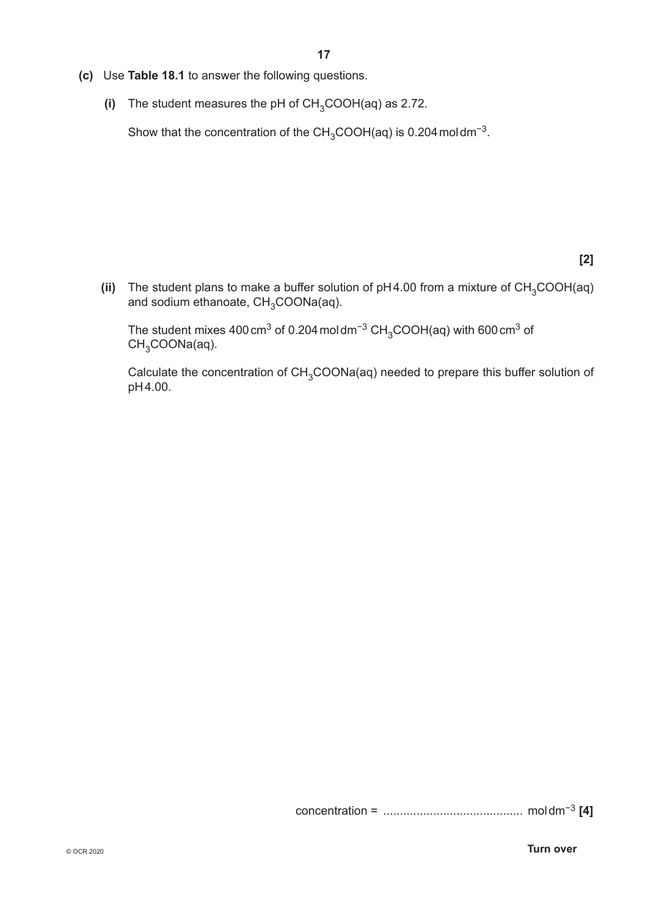**(c)** Use **Table 18.1** to answer the following questions.

**(i)** The student measures the pH of $CH_3COOH(aq)$ as 2.72.

Show that the concentration of the $CH_3COOH(aq)$ is 0.204 mol dm$^{-3}$.

**[2]**

**(ii)** The student plans to make a buffer solution of pH 4.00 from a mixture of $CH_3COOH(aq)$ and sodium ethanoate, $CH_3COONa(aq)$.

The student mixes 400 cm$^3$ of 0.204 mol dm$^{-3}$ $CH_3COOH(aq)$ with 600 cm$^3$ of $CH_3COONa(aq)$.

Calculate the concentration of $CH_3COONa(aq)$ needed to prepare this buffer solution of pH 4.00.

concentration = .......................................... mol dm$^{-3}$ **[4]**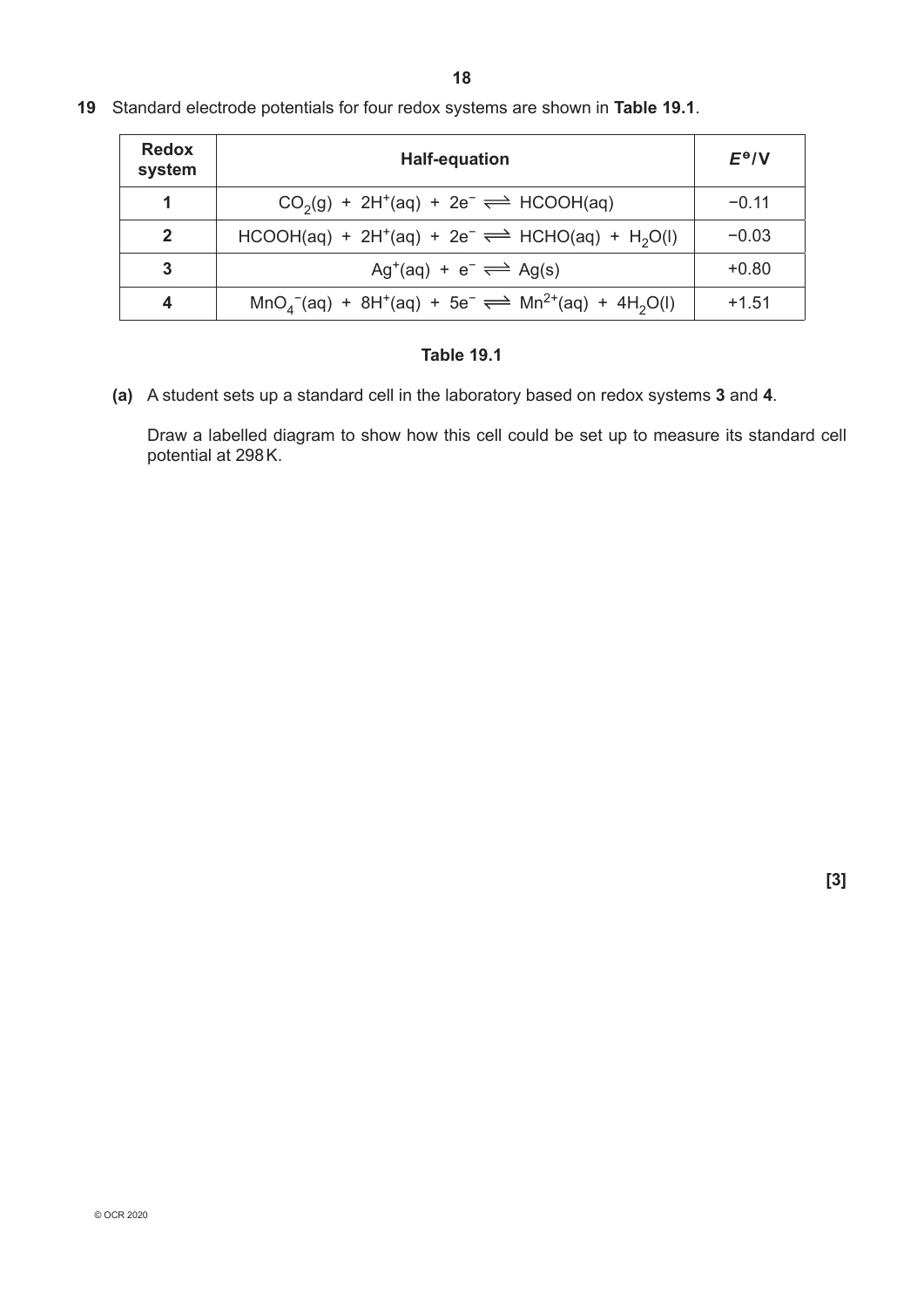**19** Standard electrode potentials for four redox systems are shown in **Table 19.1**.

| Redox system | Half-equation | $E^{\ominus}$/V |
|---|---|---|
| 1 | $CO_2(g) + 2H^+(aq) + 2e^- \rightleftharpoons HCOOH(aq)$ | −0.11 |
| 2 | $HCOOH(aq) + 2H^+(aq) + 2e^- \rightleftharpoons HCHO(aq) + H_2O(l)$ | −0.03 |
| 3 | $Ag^+(aq) + e^- \rightleftharpoons Ag(s)$ | +0.80 |
| 4 | $MnO_4^-(aq) + 8H^+(aq) + 5e^- \rightleftharpoons Mn^{2+}(aq) + 4H_2O(l)$ | +1.51 |

**Table 19.1**

**(a)** A student sets up a standard cell in the laboratory based on redox systems **3** and **4**.

Draw a labelled diagram to show how this cell could be set up to measure its standard cell potential at 298 K.

**[3]**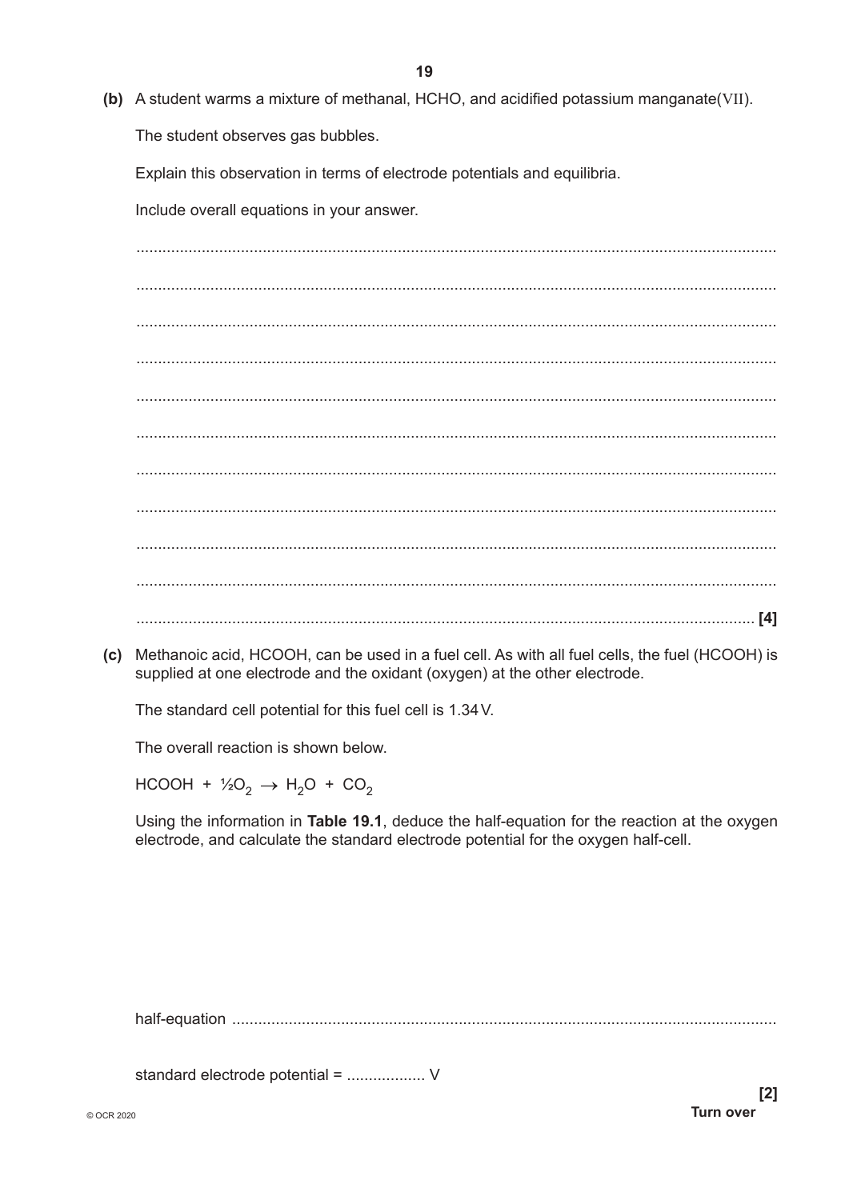**(b)** A student warms a mixture of methanal, HCHO, and acidified potassium manganate(VII).

The student observes gas bubbles.

Explain this observation in terms of electrode potentials and equilibria.

Include overall equations in your answer.

..............................................................................................................................................

..............................................................................................................................................

..............................................................................................................................................

..............................................................................................................................................

..............................................................................................................................................

..............................................................................................................................................

..............................................................................................................................................

..............................................................................................................................................

..............................................................................................................................................

..............................................................................................................................................

.............................................................................................................................................. **[4]**

**(c)** Methanoic acid, HCOOH, can be used in a fuel cell. As with all fuel cells, the fuel (HCOOH) is supplied at one electrode and the oxidant (oxygen) at the other electrode.

The standard cell potential for this fuel cell is 1.34 V.

The overall reaction is shown below.

$$HCOOH + \frac{1}{2}O_2 \rightarrow H_2O + CO_2$$

Using the information in **Table 19.1**, deduce the half-equation for the reaction at the oxygen electrode, and calculate the standard electrode potential for the oxygen half-cell.

half-equation ..............................................................................................................................

standard electrode potential = .................. V

**[2]**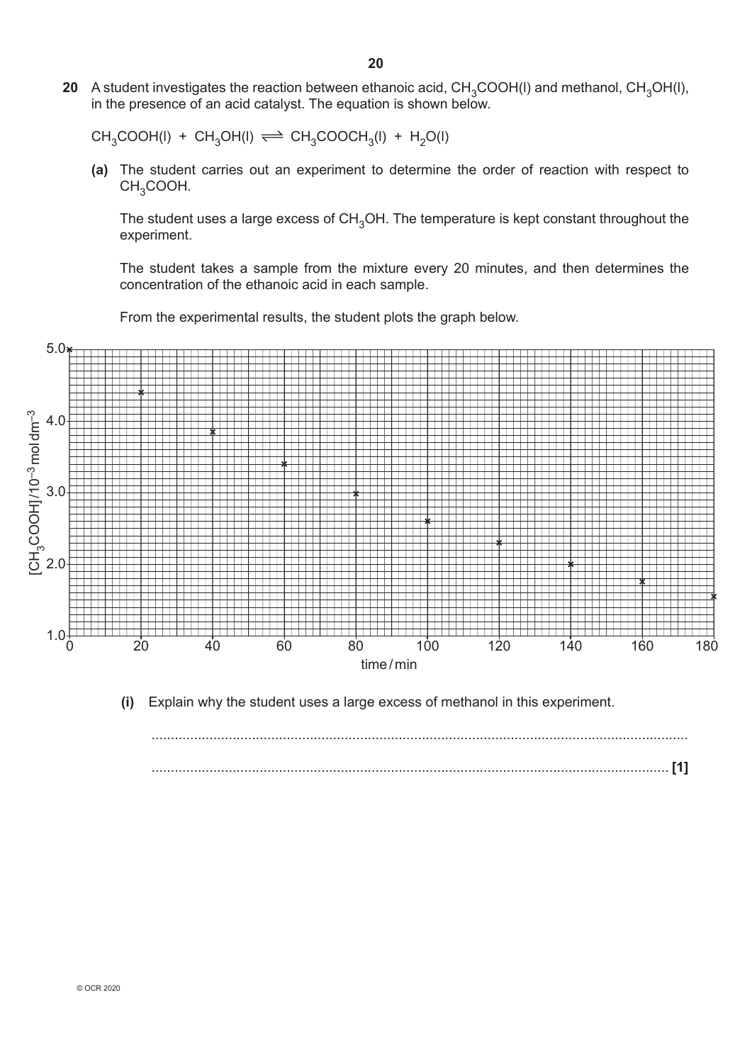**20** A student investigates the reaction between ethanoic acid, $CH_3COOH(l)$ and methanol, $CH_3OH(l)$, in the presence of an acid catalyst. The equation is shown below.

$$CH_3COOH(l) + CH_3OH(l) \rightleftharpoons CH_3COOCH_3(l) + H_2O(l)$$

**(a)** The student carries out an experiment to determine the order of reaction with respect to $CH_3COOH$.

The student uses a large excess of $CH_3OH$. The temperature is kept constant throughout the experiment.

The student takes a sample from the mixture every 20 minutes, and then determines the concentration of the ethanoic acid in each sample.

From the experimental results, the student plots the graph below.

[Graph: $[CH_3COOH]/10^{-3}$ mol dm$^{-3}$ (y-axis, 1.0 to 5.0) against time / min (x-axis, 0 to 180)]

**(i)** Explain why the student uses a large excess of methanol in this experiment.

...........................................................................................................................................

..................................................................................................................................... **[1]**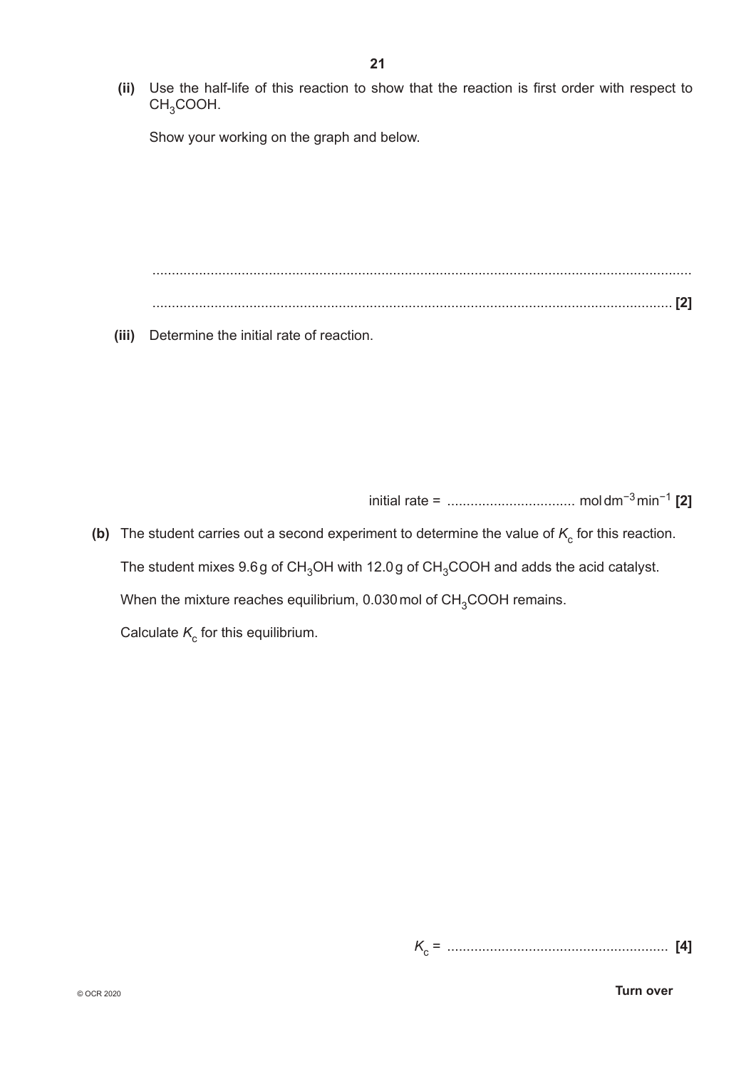**(ii)** Use the half-life of this reaction to show that the reaction is first order with respect to $CH_3COOH$.

Show your working on the graph and below.

...........................................................................................................................................

........................................................................................................................................... **[2]**

**(iii)** Determine the initial rate of reaction.

initial rate = ................................ $mol\,dm^{-3}\,min^{-1}$ **[2]**

**(b)** The student carries out a second experiment to determine the value of $K_c$ for this reaction.

The student mixes 9.6 g of $CH_3OH$ with 12.0 g of $CH_3COOH$ and adds the acid catalyst.

When the mixture reaches equilibrium, 0.030 mol of $CH_3COOH$ remains.

Calculate $K_c$ for this equilibrium.

$K_c$ = ........................................................ **[4]**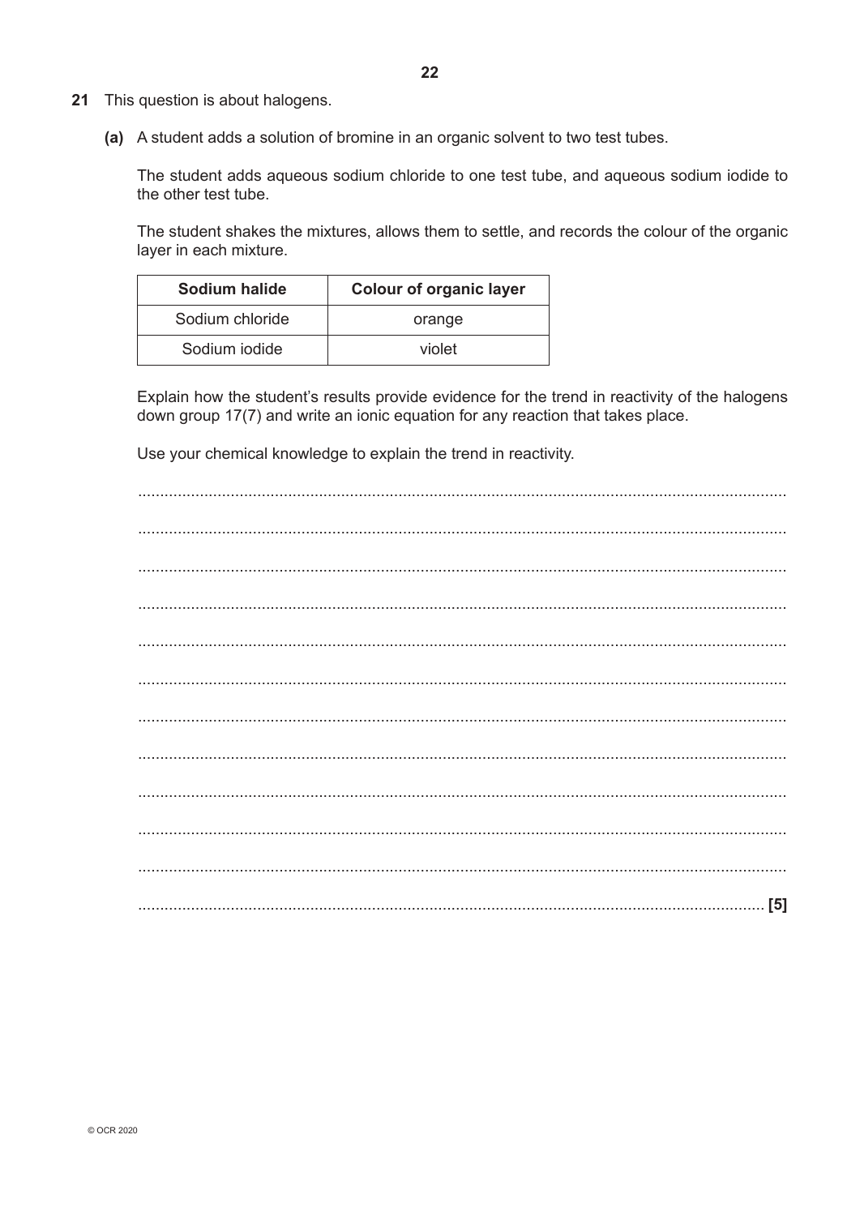**21** This question is about halogens.

**(a)** A student adds a solution of bromine in an organic solvent to two test tubes.

The student adds aqueous sodium chloride to one test tube, and aqueous sodium iodide to the other test tube.

The student shakes the mixtures, allows them to settle, and records the colour of the organic layer in each mixture.

| Sodium halide | Colour of organic layer |
| --- | --- |
| Sodium chloride | orange |
| Sodium iodide | violet |

Explain how the student's results provide evidence for the trend in reactivity of the halogens down group 17(7) and write an ionic equation for any reaction that takes place.

Use your chemical knowledge to explain the trend in reactivity.

.................................................................................................................................................

.................................................................................................................................................

.................................................................................................................................................

.................................................................................................................................................

.................................................................................................................................................

.................................................................................................................................................

.................................................................................................................................................

.................................................................................................................................................

.................................................................................................................................................

.................................................................................................................................................

.................................................................................................................................................

............................................................................................................................................. **[5]**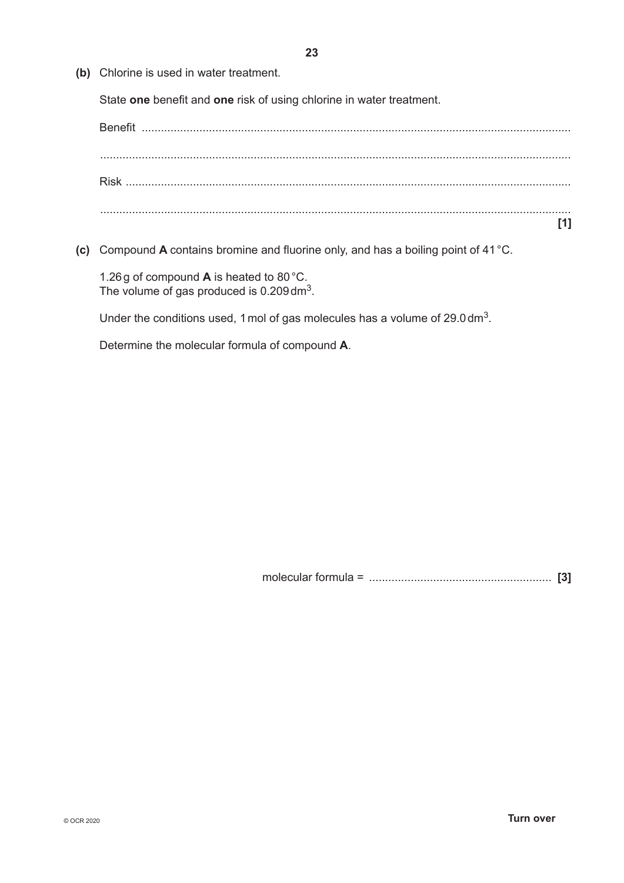**(b)** Chlorine is used in water treatment.

State **one** benefit and **one** risk of using chlorine in water treatment.

Benefit ......................................................................................................................................

......................................................................................................................................

Risk ......................................................................................................................................

...................................................................................................................................... **[1]**

**(c)** Compound **A** contains bromine and fluorine only, and has a boiling point of 41 °C.

1.26 g of compound **A** is heated to 80 °C.
The volume of gas produced is 0.209 $dm^3$.

Under the conditions used, 1 mol of gas molecules has a volume of 29.0 $dm^3$.

Determine the molecular formula of compound **A**.

molecular formula = ........................................................ **[3]**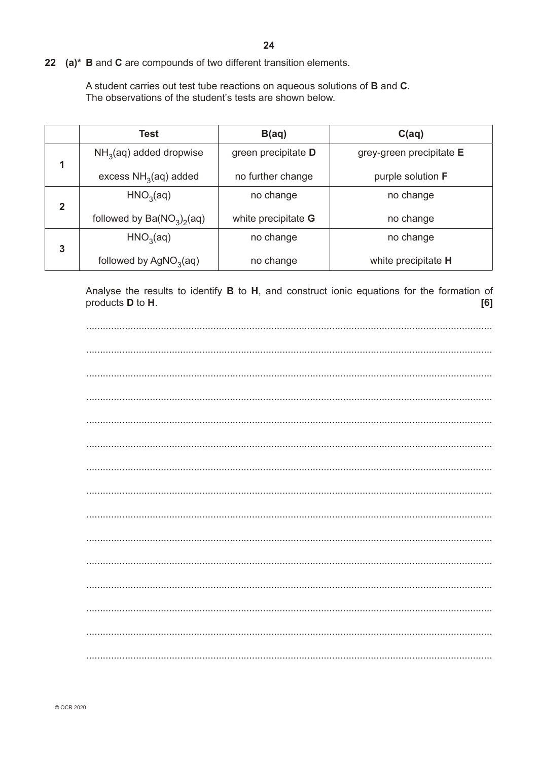**22 (a)*** **B** and **C** are compounds of two different transition elements.

A student carries out test tube reactions on aqueous solutions of **B** and **C**.
The observations of the student's tests are shown below.

| | Test | B(aq) | C(aq) |
|---|---|---|---|
| **1** | $NH_3$(aq) added dropwise | green precipitate **D** | grey-green precipitate **E** |
| | excess $NH_3$(aq) added | no further change | purple solution **F** |
| **2** | $HNO_3$(aq) | no change | no change |
| | followed by $Ba(NO_3)_2$(aq) | white precipitate **G** | no change |
| **3** | $HNO_3$(aq) | no change | no change |
| | followed by $AgNO_3$(aq) | no change | white precipitate **H** |

Analyse the results to identify **B** to **H**, and construct ionic equations for the formation of products **D** to **H**. **[6]**

..........................................................................................................................................

..........................................................................................................................................

..........................................................................................................................................

..........................................................................................................................................

..........................................................................................................................................

..........................................................................................................................................

..........................................................................................................................................

..........................................................................................................................................

..........................................................................................................................................

..........................................................................................................................................

..........................................................................................................................................

..........................................................................................................................................

..........................................................................................................................................

..........................................................................................................................................

..........................................................................................................................................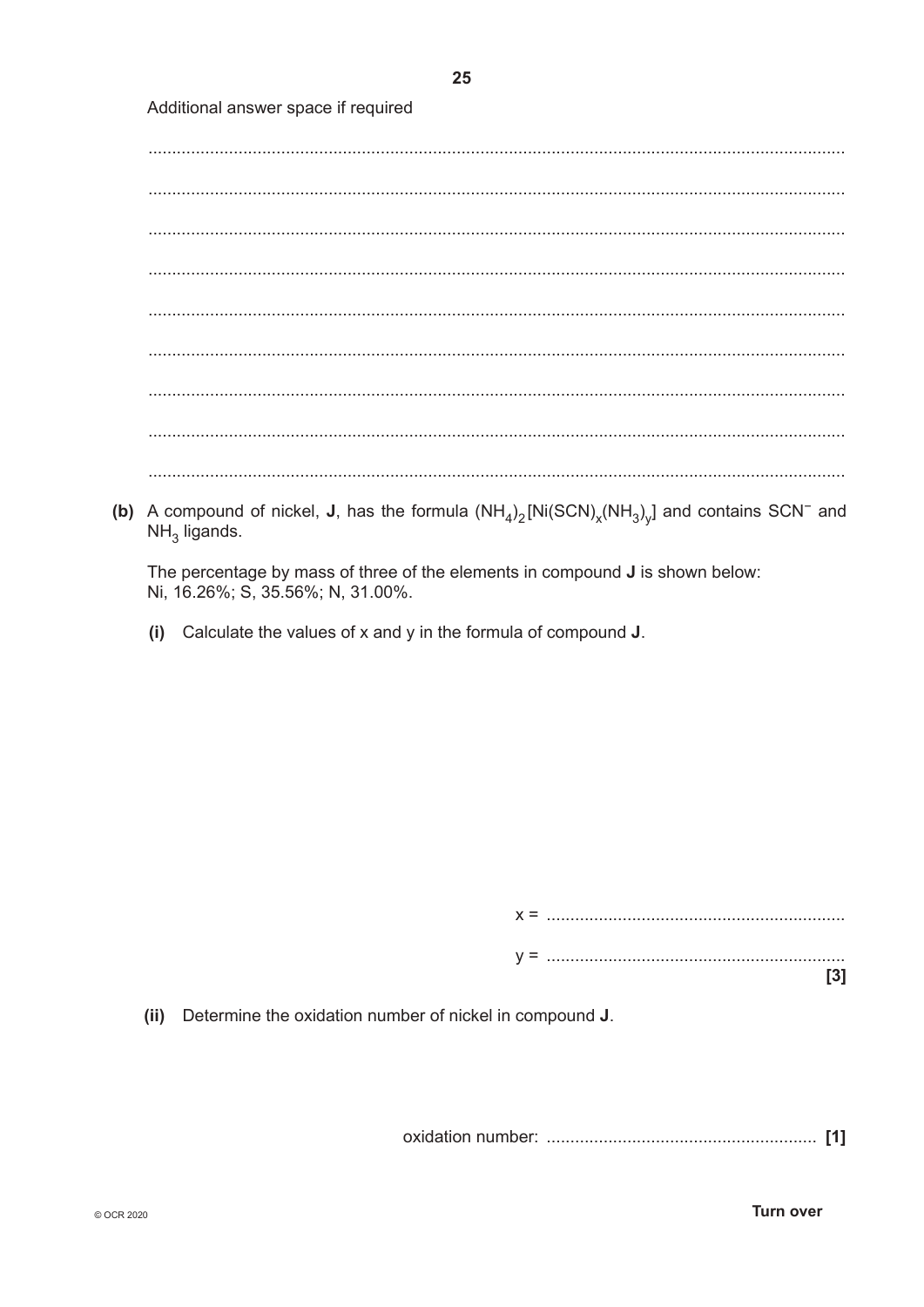Additional answer space if required

.................................................................................................................................................

.................................................................................................................................................

.................................................................................................................................................

.................................................................................................................................................

.................................................................................................................................................

.................................................................................................................................................

.................................................................................................................................................

.................................................................................................................................................

.................................................................................................................................................

**(b)** A compound of nickel, **J**, has the formula $(NH_4)_2[Ni(SCN)_x(NH_3)_y]$ and contains $SCN^-$ and $NH_3$ ligands.

The percentage by mass of three of the elements in compound **J** is shown below:
Ni, 16.26%; S, 35.56%; N, 31.00%.

**(i)** Calculate the values of x and y in the formula of compound **J**.

x = ..............................................................

y = .............................................................. **[3]**

**(ii)** Determine the oxidation number of nickel in compound **J**.

oxidation number: ......................................................... **[1]**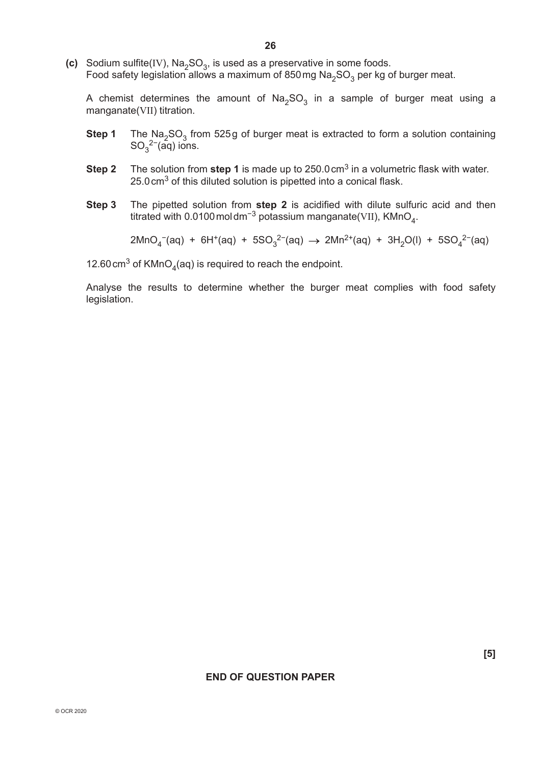**(c)** Sodium sulfite(IV), $Na_2SO_3$, is used as a preservative in some foods.
Food safety legislation allows a maximum of 850 mg $Na_2SO_3$ per kg of burger meat.

A chemist determines the amount of $Na_2SO_3$ in a sample of burger meat using a manganate(VII) titration.

**Step 1** The $Na_2SO_3$ from 525 g of burger meat is extracted to form a solution containing $SO_3^{2-}$(aq) ions.

**Step 2** The solution from **step 1** is made up to 250.0 $cm^3$ in a volumetric flask with water. 25.0 $cm^3$ of this diluted solution is pipetted into a conical flask.

**Step 3** The pipetted solution from **step 2** is acidified with dilute sulfuric acid and then titrated with 0.0100 mol $dm^{-3}$ potassium manganate(VII), $KMnO_4$.

$$2MnO_4^-(aq) + 6H^+(aq) + 5SO_3^{2-}(aq) \rightarrow 2Mn^{2+}(aq) + 3H_2O(l) + 5SO_4^{2-}(aq)$$

12.60 $cm^3$ of $KMnO_4$(aq) is required to reach the endpoint.

Analyse the results to determine whether the burger meat complies with food safety legislation.

**[5]**

**END OF QUESTION PAPER**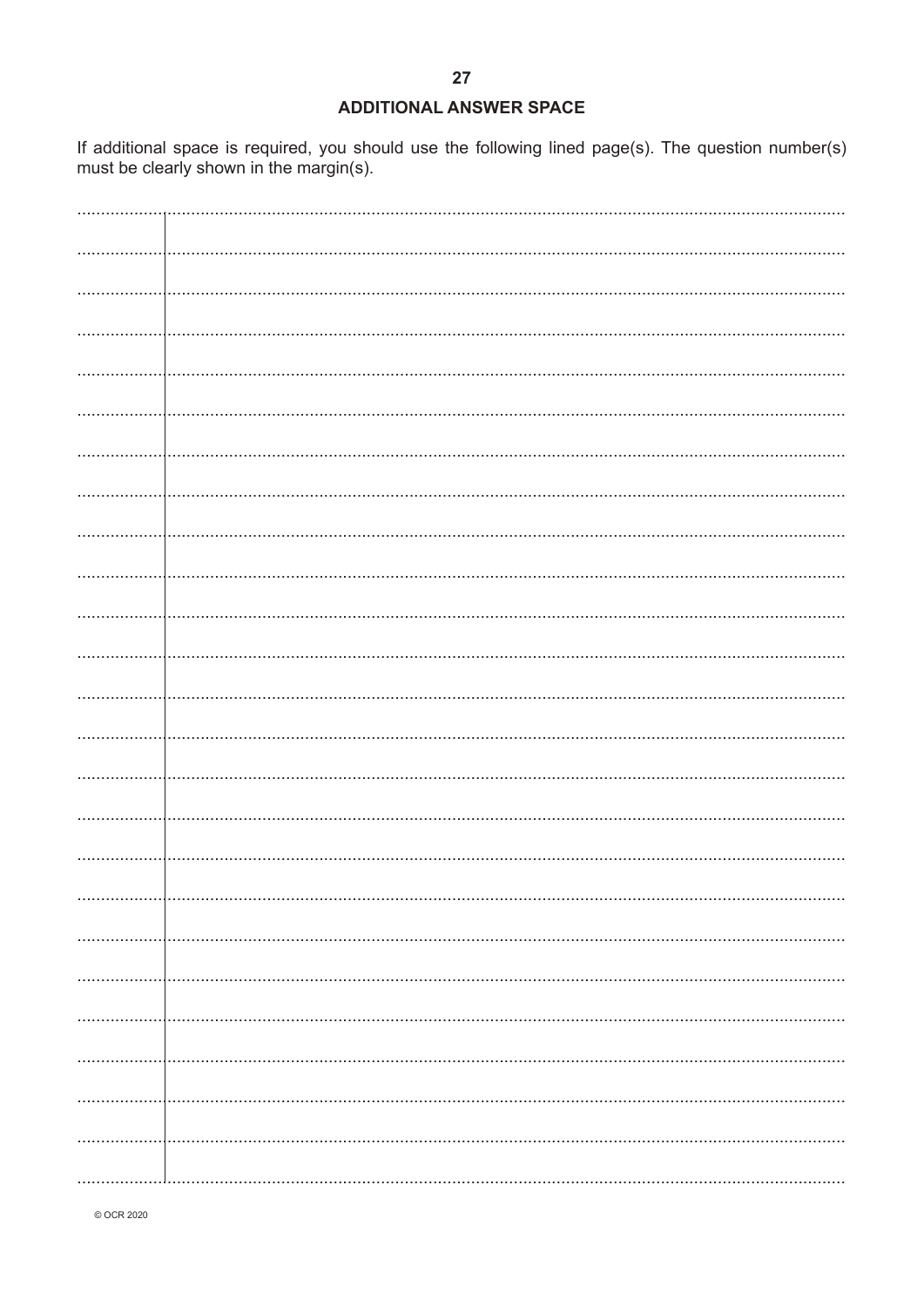## ADDITIONAL ANSWER SPACE

If additional space is required, you should use the following lined page(s). The question number(s) must be clearly shown in the margin(s).

© OCR 2020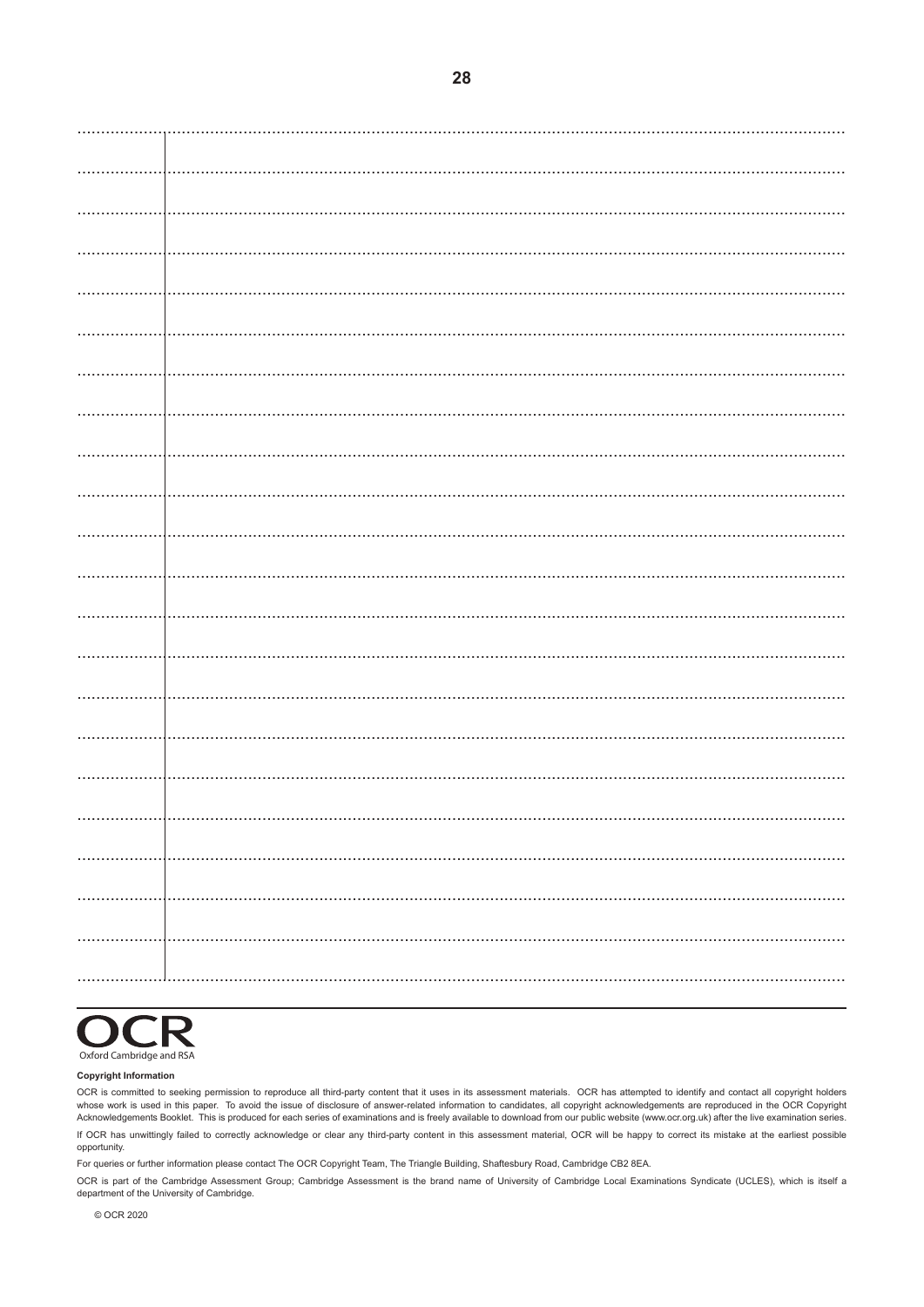OCR
Oxford Cambridge and RSA

**Copyright Information**

OCR is committed to seeking permission to reproduce all third-party content that it uses in its assessment materials. OCR has attempted to identify and contact all copyright holders whose work is used in this paper. To avoid the issue of disclosure of answer-related information to candidates, all copyright acknowledgements are reproduced in the OCR Copyright Acknowledgements Booklet. This is produced for each series of examinations and is freely available to download from our public website (www.ocr.org.uk) after the live examination series.

If OCR has unwittingly failed to correctly acknowledge or clear any third-party content in this assessment material, OCR will be happy to correct its mistake at the earliest possible opportunity.

For queries or further information please contact The OCR Copyright Team, The Triangle Building, Shaftesbury Road, Cambridge CB2 8EA.

OCR is part of the Cambridge Assessment Group; Cambridge Assessment is the brand name of University of Cambridge Local Examinations Syndicate (UCLES), which is itself a department of the University of Cambridge.

© OCR 2020